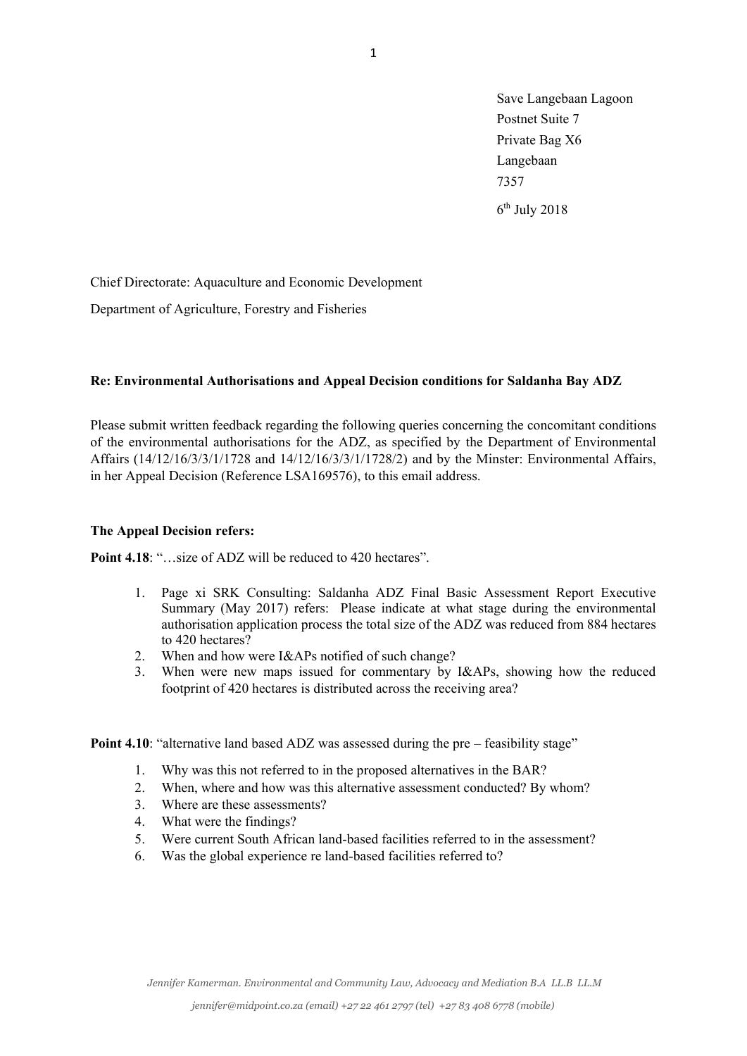Save Langebaan Lagoon
Postnet Suite 7
Private Bag X6
Langebaan
7357

6th July 2018

Chief Directorate: Aquaculture and Economic Development

Department of Agriculture, Forestry and Fisheries

**Re: Environmental Authorisations and Appeal Decision conditions for Saldanha Bay ADZ**

Please submit written feedback regarding the following queries concerning the concomitant conditions of the environmental authorisations for the ADZ, as specified by the Department of Environmental Affairs (14/12/16/3/3/1/1728 and 14/12/16/3/3/1/1728/2) and by the Minster: Environmental Affairs, in her Appeal Decision (Reference LSA169576), to this email address.

**The Appeal Decision refers:**

**Point 4.18**: "…size of ADZ will be reduced to 420 hectares".

1. Page xi SRK Consulting: Saldanha ADZ Final Basic Assessment Report Executive Summary (May 2017) refers: Please indicate at what stage during the environmental authorisation application process the total size of the ADZ was reduced from 884 hectares to 420 hectares?
2. When and how were I&APs notified of such change?
3. When were new maps issued for commentary by I&APs, showing how the reduced footprint of 420 hectares is distributed across the receiving area?

**Point 4.10**: "alternative land based ADZ was assessed during the pre – feasibility stage"

1. Why was this not referred to in the proposed alternatives in the BAR?
2. When, where and how was this alternative assessment conducted? By whom?
3. Where are these assessments?
4. What were the findings?
5. Were current South African land-based facilities referred to in the assessment?
6. Was the global experience re land-based facilities referred to?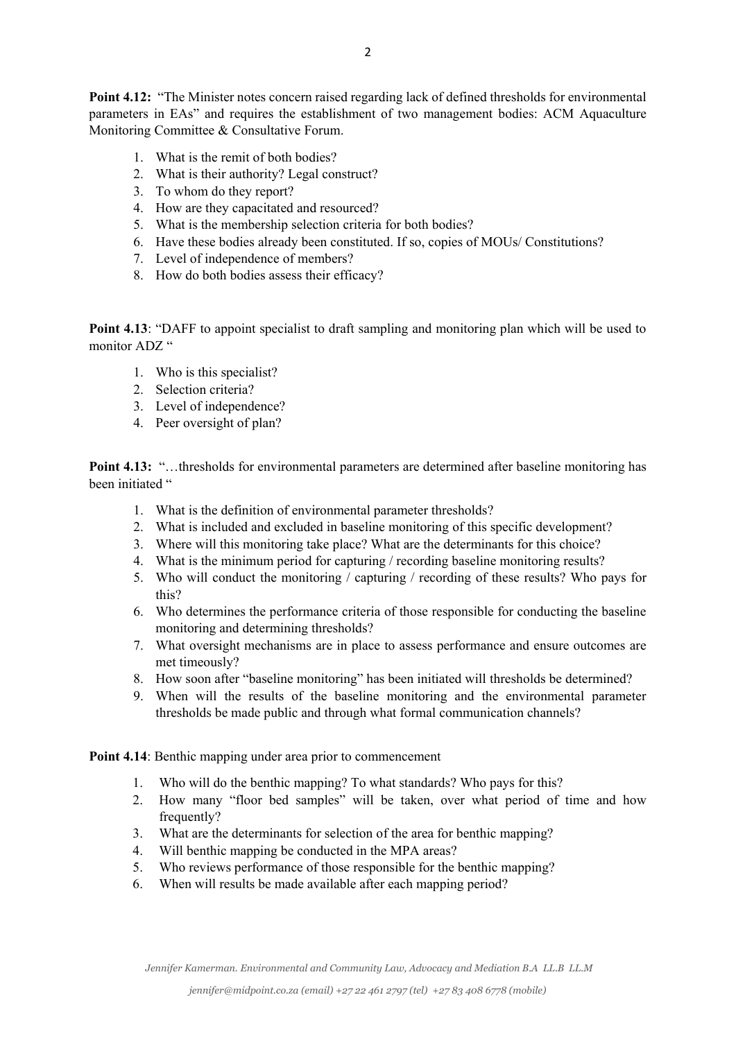**Point 4.12:** "The Minister notes concern raised regarding lack of defined thresholds for environmental parameters in EAs" and requires the establishment of two management bodies: ACM Aquaculture Monitoring Committee & Consultative Forum.

1. What is the remit of both bodies?
2. What is their authority? Legal construct?
3. To whom do they report?
4. How are they capacitated and resourced?
5. What is the membership selection criteria for both bodies?
6. Have these bodies already been constituted. If so, copies of MOUs/ Constitutions?
7. Level of independence of members?
8. How do both bodies assess their efficacy?

**Point 4.13**: "DAFF to appoint specialist to draft sampling and monitoring plan which will be used to monitor ADZ "

1. Who is this specialist?
2. Selection criteria?
3. Level of independence?
4. Peer oversight of plan?

**Point 4.13:** "…thresholds for environmental parameters are determined after baseline monitoring has been initiated "

1. What is the definition of environmental parameter thresholds?
2. What is included and excluded in baseline monitoring of this specific development?
3. Where will this monitoring take place? What are the determinants for this choice?
4. What is the minimum period for capturing / recording baseline monitoring results?
5. Who will conduct the monitoring / capturing / recording of these results? Who pays for this?
6. Who determines the performance criteria of those responsible for conducting the baseline monitoring and determining thresholds?
7. What oversight mechanisms are in place to assess performance and ensure outcomes are met timeously?
8. How soon after "baseline monitoring" has been initiated will thresholds be determined?
9. When will the results of the baseline monitoring and the environmental parameter thresholds be made public and through what formal communication channels?

**Point 4.14**: Benthic mapping under area prior to commencement

1. Who will do the benthic mapping? To what standards? Who pays for this?
2. How many "floor bed samples" will be taken, over what period of time and how frequently?
3. What are the determinants for selection of the area for benthic mapping?
4. Will benthic mapping be conducted in the MPA areas?
5. Who reviews performance of those responsible for the benthic mapping?
6. When will results be made available after each mapping period?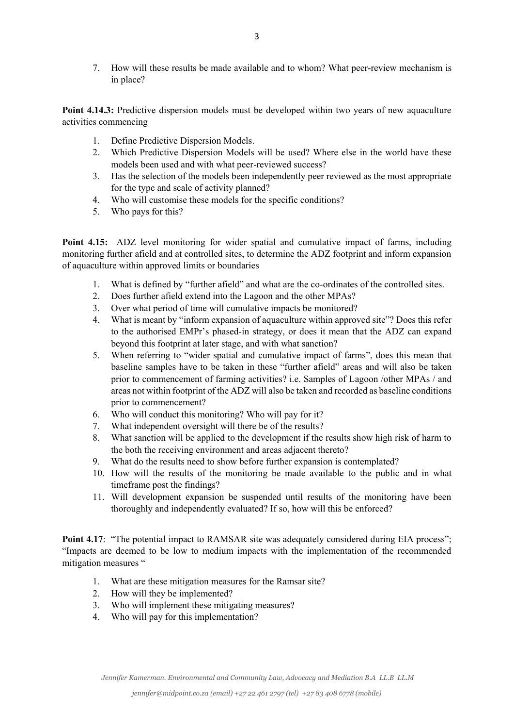7. How will these results be made available and to whom? What peer-review mechanism is in place?

**Point 4.14.3:** Predictive dispersion models must be developed within two years of new aquaculture activities commencing

1. Define Predictive Dispersion Models.
2. Which Predictive Dispersion Models will be used? Where else in the world have these models been used and with what peer-reviewed success?
3. Has the selection of the models been independently peer reviewed as the most appropriate for the type and scale of activity planned?
4. Who will customise these models for the specific conditions?
5. Who pays for this?

**Point 4.15:** ADZ level monitoring for wider spatial and cumulative impact of farms, including monitoring further afield and at controlled sites, to determine the ADZ footprint and inform expansion of aquaculture within approved limits or boundaries

1. What is defined by "further afield" and what are the co-ordinates of the controlled sites.
2. Does further afield extend into the Lagoon and the other MPAs?
3. Over what period of time will cumulative impacts be monitored?
4. What is meant by "inform expansion of aquaculture within approved site"? Does this refer to the authorised EMPr's phased-in strategy, or does it mean that the ADZ can expand beyond this footprint at later stage, and with what sanction?
5. When referring to "wider spatial and cumulative impact of farms", does this mean that baseline samples have to be taken in these "further afield" areas and will also be taken prior to commencement of farming activities? i.e. Samples of Lagoon /other MPAs / and areas not within footprint of the ADZ will also be taken and recorded as baseline conditions prior to commencement?
6. Who will conduct this monitoring? Who will pay for it?
7. What independent oversight will there be of the results?
8. What sanction will be applied to the development if the results show high risk of harm to the both the receiving environment and areas adjacent thereto?
9. What do the results need to show before further expansion is contemplated?
10. How will the results of the monitoring be made available to the public and in what timeframe post the findings?
11. Will development expansion be suspended until results of the monitoring have been thoroughly and independently evaluated? If so, how will this be enforced?

**Point 4.17**: "The potential impact to RAMSAR site was adequately considered during EIA process"; "Impacts are deemed to be low to medium impacts with the implementation of the recommended mitigation measures "

1. What are these mitigation measures for the Ramsar site?
2. How will they be implemented?
3. Who will implement these mitigating measures?
4. Who will pay for this implementation?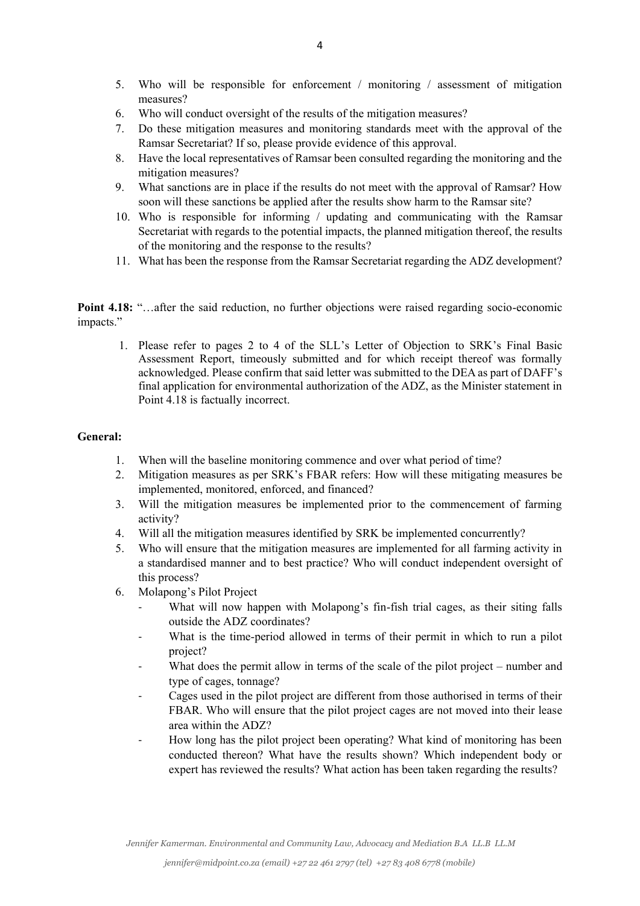5. Who will be responsible for enforcement / monitoring / assessment of mitigation measures?
6. Who will conduct oversight of the results of the mitigation measures?
7. Do these mitigation measures and monitoring standards meet with the approval of the Ramsar Secretariat? If so, please provide evidence of this approval.
8. Have the local representatives of Ramsar been consulted regarding the monitoring and the mitigation measures?
9. What sanctions are in place if the results do not meet with the approval of Ramsar? How soon will these sanctions be applied after the results show harm to the Ramsar site?
10. Who is responsible for informing / updating and communicating with the Ramsar Secretariat with regards to the potential impacts, the planned mitigation thereof, the results of the monitoring and the response to the results?
11. What has been the response from the Ramsar Secretariat regarding the ADZ development?

**Point 4.18:** "…after the said reduction, no further objections were raised regarding socio-economic impacts."

1. Please refer to pages 2 to 4 of the SLL's Letter of Objection to SRK's Final Basic Assessment Report, timeously submitted and for which receipt thereof was formally acknowledged. Please confirm that said letter was submitted to the DEA as part of DAFF's final application for environmental authorization of the ADZ, as the Minister statement in Point 4.18 is factually incorrect.

**General:**

1. When will the baseline monitoring commence and over what period of time?
2. Mitigation measures as per SRK's FBAR refers: How will these mitigating measures be implemented, monitored, enforced, and financed?
3. Will the mitigation measures be implemented prior to the commencement of farming activity?
4. Will all the mitigation measures identified by SRK be implemented concurrently?
5. Who will ensure that the mitigation measures are implemented for all farming activity in a standardised manner and to best practice? Who will conduct independent oversight of this process?
6. Molapong's Pilot Project
   - What will now happen with Molapong's fin-fish trial cages, as their siting falls outside the ADZ coordinates?
   - What is the time-period allowed in terms of their permit in which to run a pilot project?
   - What does the permit allow in terms of the scale of the pilot project – number and type of cages, tonnage?
   - Cages used in the pilot project are different from those authorised in terms of their FBAR. Who will ensure that the pilot project cages are not moved into their lease area within the ADZ?
   - How long has the pilot project been operating? What kind of monitoring has been conducted thereon? What have the results shown? Which independent body or expert has reviewed the results? What action has been taken regarding the results?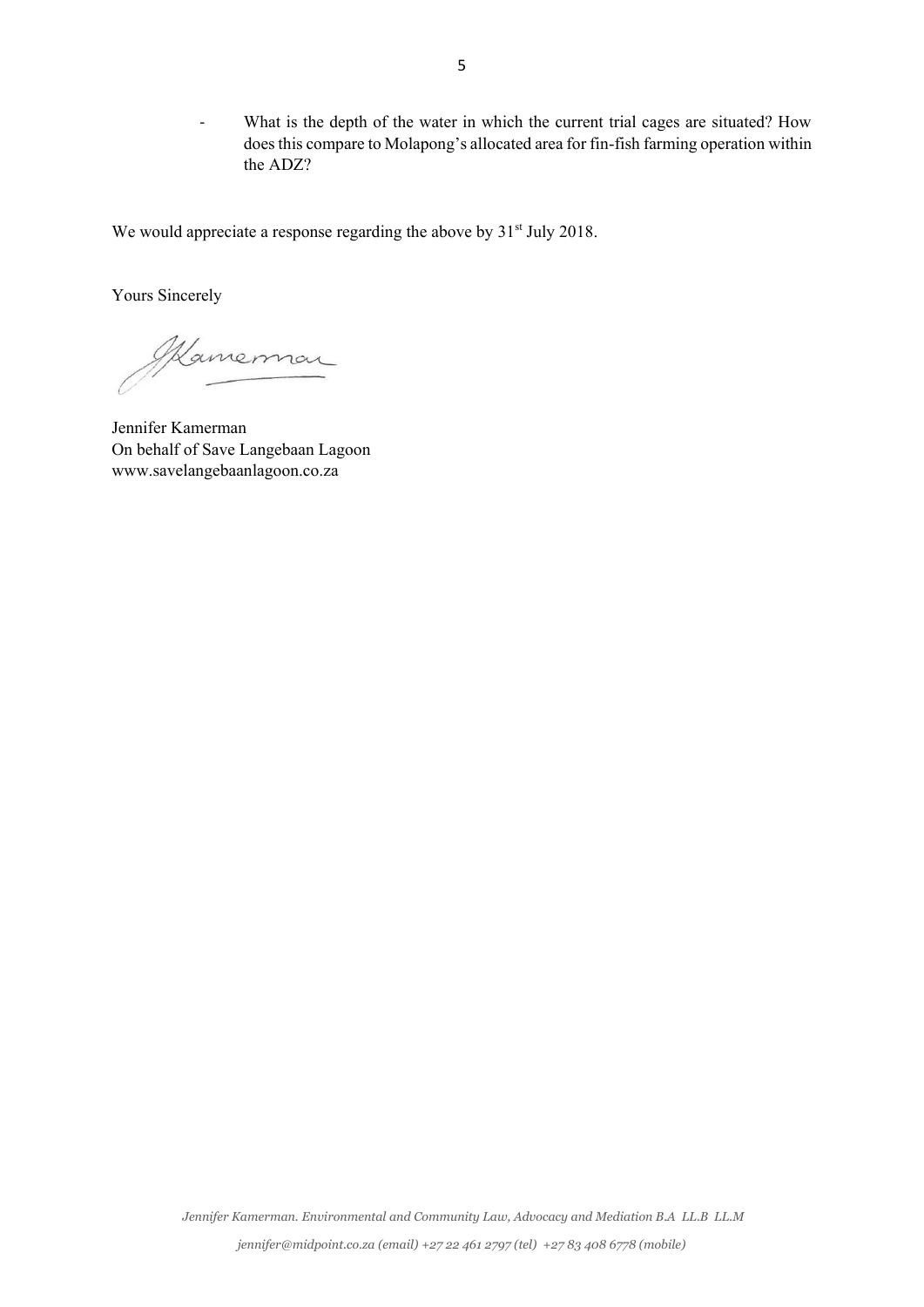- What is the depth of the water in which the current trial cages are situated? How does this compare to Molapong's allocated area for fin-fish farming operation within the ADZ?

We would appreciate a response regarding the above by 31st July 2018.

Yours Sincerely

Jennifer Kamerman
On behalf of Save Langebaan Lagoon
www.savelangebaanlagoon.co.za